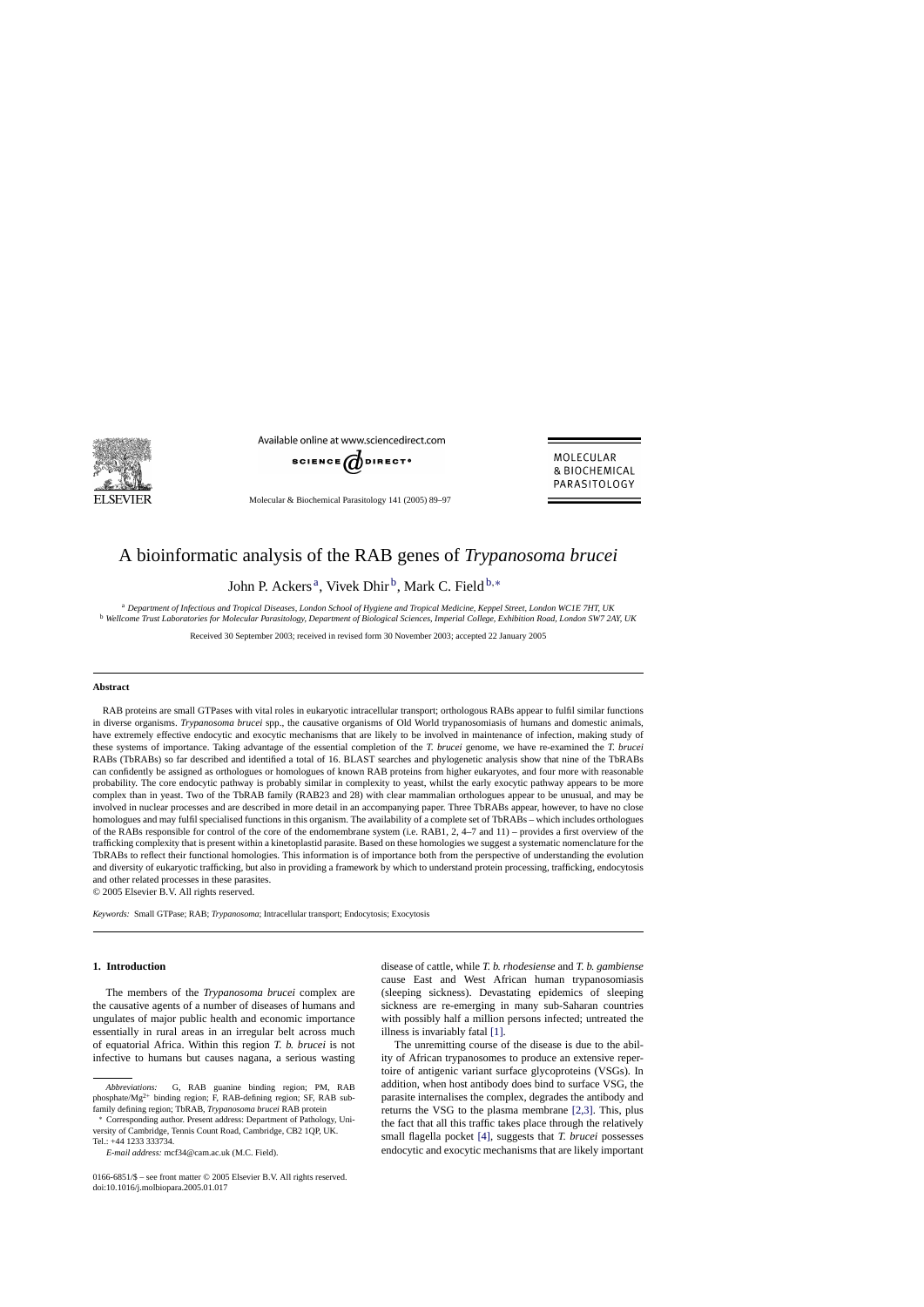# A bioinformatic analysis of the RAB genes of *Trypanosoma brucei*

John P. Ackers[a], Vivek Dhir[b], Mark C. Field[b,*]

[a] *Department of Infectious and Tropical Diseases, London School of Hygiene and Tropical Medicine, Keppel Street, London WC1E 7HT, UK*
[b] *Wellcome Trust Laboratories for Molecular Parasitology, Department of Biological Sciences, Imperial College, Exhibition Road, London SW7 2AY, UK*

Received 30 September 2003; received in revised form 30 November 2003; accepted 22 January 2005

## Abstract

RAB proteins are small GTPases with vital roles in eukaryotic intracellular transport; orthologous RABs appear to fulfil similar functions in diverse organisms. *Trypanosoma brucei* spp., the causative organisms of Old World trypanosomiasis of humans and domestic animals, have extremely effective endocytic and exocytic mechanisms that are likely to be involved in maintenance of infection, making study of these systems of importance. Taking advantage of the essential completion of the *T. brucei* genome, we have re-examined the *T. brucei* RABs (TbRABs) so far described and identified a total of 16. BLAST searches and phylogenetic analysis show that nine of the TbRABs can confidently be assigned as orthologues or homologues of known RAB proteins from higher eukaryotes, and four more with reasonable probability. The core endocytic pathway is probably similar in complexity to yeast, whilst the early exocytic pathway appears to be more complex than in yeast. Two of the TbRAB family (RAB23 and 28) with clear mammalian orthologues appear to be unusual, and may be involved in nuclear processes and are described in more detail in an accompanying paper. Three TbRABs appear, however, to have no close homologues and may fulfil specialised functions in this organism. The availability of a complete set of TbRABs – which includes orthologues of the RABs responsible for control of the core of the endomembrane system (i.e. RAB1, 2, 4–7 and 11) – provides a first overview of the trafficking complexity that is present within a kinetoplastid parasite. Based on these homologies we suggest a systematic nomenclature for the TbRABs to reflect their functional homologies. This information is of importance both from the perspective of understanding the evolution and diversity of eukaryotic trafficking, but also in providing a framework by which to understand protein processing, trafficking, endocytosis and other related processes in these parasites.

© 2005 Elsevier B.V. All rights reserved.

*Keywords:* Small GTPase; RAB; *Trypanosoma*; Intracellular transport; Endocytosis; Exocytosis

## 1. Introduction

The members of the *Trypanosoma brucei* complex are the causative agents of a number of diseases of humans and ungulates of major public health and economic importance essentially in rural areas in an irregular belt across much of equatorial Africa. Within this region *T. b. brucei* is not infective to humans but causes nagana, a serious wasting disease of cattle, while *T. b. rhodesiense* and *T. b. gambiense* cause East and West African human trypanosomiasis (sleeping sickness). Devastating epidemics of sleeping sickness are re-emerging in many sub-Saharan countries with possibly half a million persons infected; untreated the illness is invariably fatal [1].

The unremitting course of the disease is due to the ability of African trypanosomes to produce an extensive repertoire of antigenic variant surface glycoproteins (VSGs). In addition, when host antibody does bind to surface VSG, the parasite internalises the complex, degrades the antibody and returns the VSG to the plasma membrane [2,3]. This, plus the fact that all this traffic takes place through the relatively small flagella pocket [4], suggests that *T. brucei* possesses endocytic and exocytic mechanisms that are likely important

*Abbreviations:* G, RAB guanine binding region; PM, RAB phosphate/$Mg^{2+}$ binding region; F, RAB-defining region; SF, RAB subfamily defining region; TbRAB, *Trypanosoma brucei* RAB protein

* Corresponding author. Present address: Department of Pathology, University of Cambridge, Tennis Count Road, Cambridge, CB2 1QP, UK. Tel.: +44 1233 333734.

*E-mail address:* mcf34@cam.ac.uk (M.C. Field).

0166-6851/$ – see front matter © 2005 Elsevier B.V. All rights reserved.
doi:10.1016/j.molbiopara.2005.01.017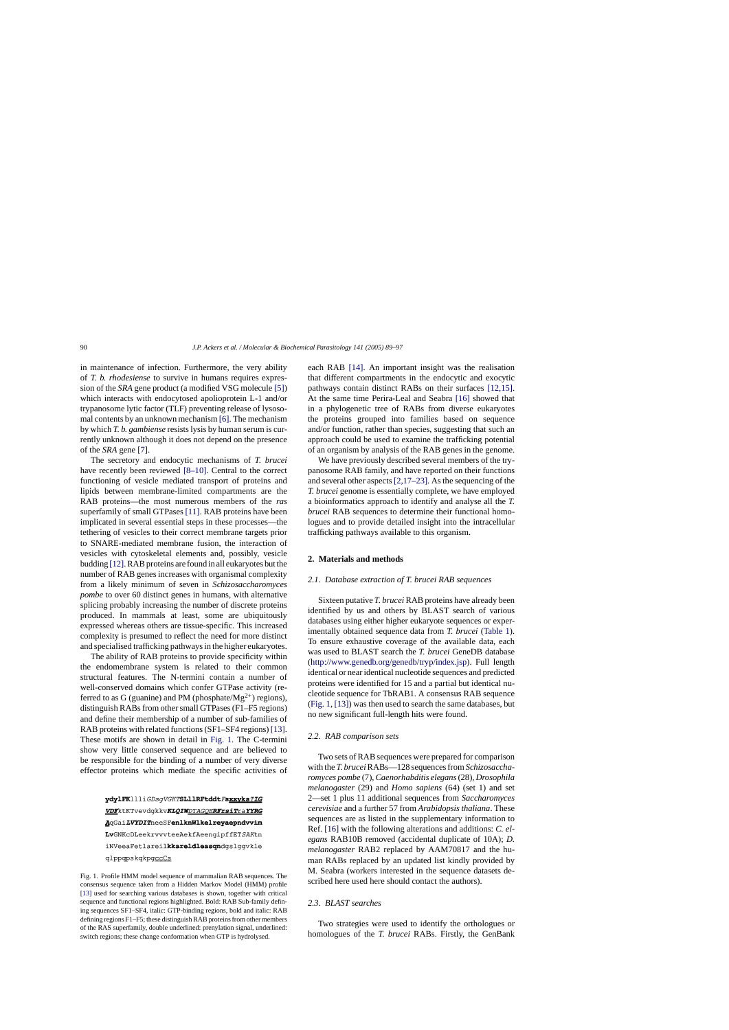in maintenance of infection. Furthermore, the very ability of *T. b. rhodesiense* to survive in humans requires expression of the *SRA* gene product (a modified VSG molecule [5]) which interacts with endocytosed apolioprotein L-1 and/or trypanosome lytic factor (TLF) preventing release of lysosomal contents by an unknown mechanism [6]. The mechanism by which *T. b. gambiense* resists lysis by human serum is currently unknown although it does not depend on the presence of the *SRA* gene [7].

The secretory and endocytic mechanisms of *T. brucei* have recently been reviewed [8–10]. Central to the correct functioning of vesicle mediated transport of proteins and lipids between membrane-limited compartments are the RAB proteins—the most numerous members of the *ras* superfamily of small GTPases [11]. RAB proteins have been implicated in several essential steps in these processes—the tethering of vesicles to their correct membrane targets prior to SNARE-mediated membrane fusion, the interaction of vesicles with cytoskeletal elements and, possibly, vesicle budding [12]. RAB proteins are found in all eukaryotes but the number of RAB genes increases with organismal complexity from a likely minimum of seven in *Schizosaccharomyces pombe* to over 60 distinct genes in humans, with alternative splicing probably increasing the number of discrete proteins produced. In mammals at least, some are ubiquitously expressed whereas others are tissue-specific. This increased complexity is presumed to reflect the need for more distinct and specialised trafficking pathways in the higher eukaryotes.

The ability of RAB proteins to provide specificity within the endomembrane system is related to their common structural features. The N-termini contain a number of well-conserved domains which confer GTPase activity (referred to as G (guanine) and PM (phosphate/$Mg^{2+}$) regions), distinguish RABs from other small GTPases (F1–F5 regions) and define their membership of a number of sub-families of RAB proteins with related functions (SF1–SF4 regions) [13]. These motifs are shown in detail in Fig. 1. The C-termini show very little conserved sequence and are believed to be responsible for the binding of a number of very diverse effector proteins which mediate the specific activities of each RAB [14]. An important insight was the realisation that different compartments in the endocytic and exocytic pathways contain distinct RABs on their surfaces [12,15]. At the same time Perira-Leal and Seabra [16] showed that in a phylogenetic tree of RABs from diverse eukaryotes the proteins grouped into families based on sequence and/or function, rather than species, suggesting that such an approach could be used to examine the trafficking potential of an organism by analysis of the RAB genes in the genome.

```
ydylFKllliGDsgVGKTSLllRFtddtFsxxyksTIG
VDFktKTvevdgkkvKLQIWDTAGQERFrsiTraYYRG
AqGaiLVYDITneeSFenlknWlkelreyaepndvvim
LvGNKcDLeekrvvvteeAekfAeengipffETSAKtn
iNVeeaFetlareilkkareldleasqndgslggvkle
qlppqpskqkpgccCs
```

Fig. 1. Profile HMM model sequence of mammalian RAB sequences. The consensus sequence taken from a Hidden Markov Model (HMM) profile [13] used for searching various databases is shown, together with critical sequence and functional regions highlighted. Bold: RAB Sub-family defining sequences SF1–SF4, italic: GTP-binding regions, bold and italic: RAB defining regions F1–F5; these distinguish RAB proteins from other members of the RAS superfamily, double underlined: prenylation signal, underlined: switch regions; these change conformation when GTP is hydrolysed.

We have previously described several members of the trypanosome RAB family, and have reported on their functions and several other aspects [2,17–23]. As the sequencing of the *T. brucei* genome is essentially complete, we have employed a bioinformatics approach to identify and analyse all the *T. brucei* RAB sequences to determine their functional homologues and to provide detailed insight into the intracellular trafficking pathways available to this organism.

## 2. Materials and methods

### 2.1. Database extraction of T. brucei RAB sequences

Sixteen putative *T. brucei* RAB proteins have already been identified by us and others by BLAST search of various databases using either higher eukaryote sequences or experimentally obtained sequence data from *T. brucei* (Table 1). To ensure exhaustive coverage of the available data, each was used to BLAST search the *T. brucei* GeneDB database (http://www.genedb.org/genedb/tryp/index.jsp). Full length identical or near identical nucleotide sequences and predicted proteins were identified for 15 and a partial but identical nucleotide sequence for TbRAB1. A consensus RAB sequence (Fig. 1, [13]) was then used to search the same databases, but no new significant full-length hits were found.

### 2.2. RAB comparison sets

Two sets of RAB sequences were prepared for comparison with the *T. brucei* RABs—128 sequences from *Schizosaccharomyces pombe* (7), *Caenorhabditis elegans* (28), *Drosophila melanogaster* (29) and *Homo sapiens* (64) (set 1) and set 2—set 1 plus 11 additional sequences from *Saccharomyces cerevisiae* and a further 57 from *Arabidopsis thaliana*. These sequences are as listed in the supplementary information to Ref. [16] with the following alterations and additions: *C. elegans* RAB10B removed (accidental duplicate of 10A); *D. melanogaster* RAB2 replaced by AAM70817 and the human RABs replaced by an updated list kindly provided by M. Seabra (workers interested in the sequence datasets described here used here should contact the authors).

### 2.3. BLAST searches

Two strategies were used to identify the orthologues or homologues of the *T. brucei* RABs. Firstly, the GenBank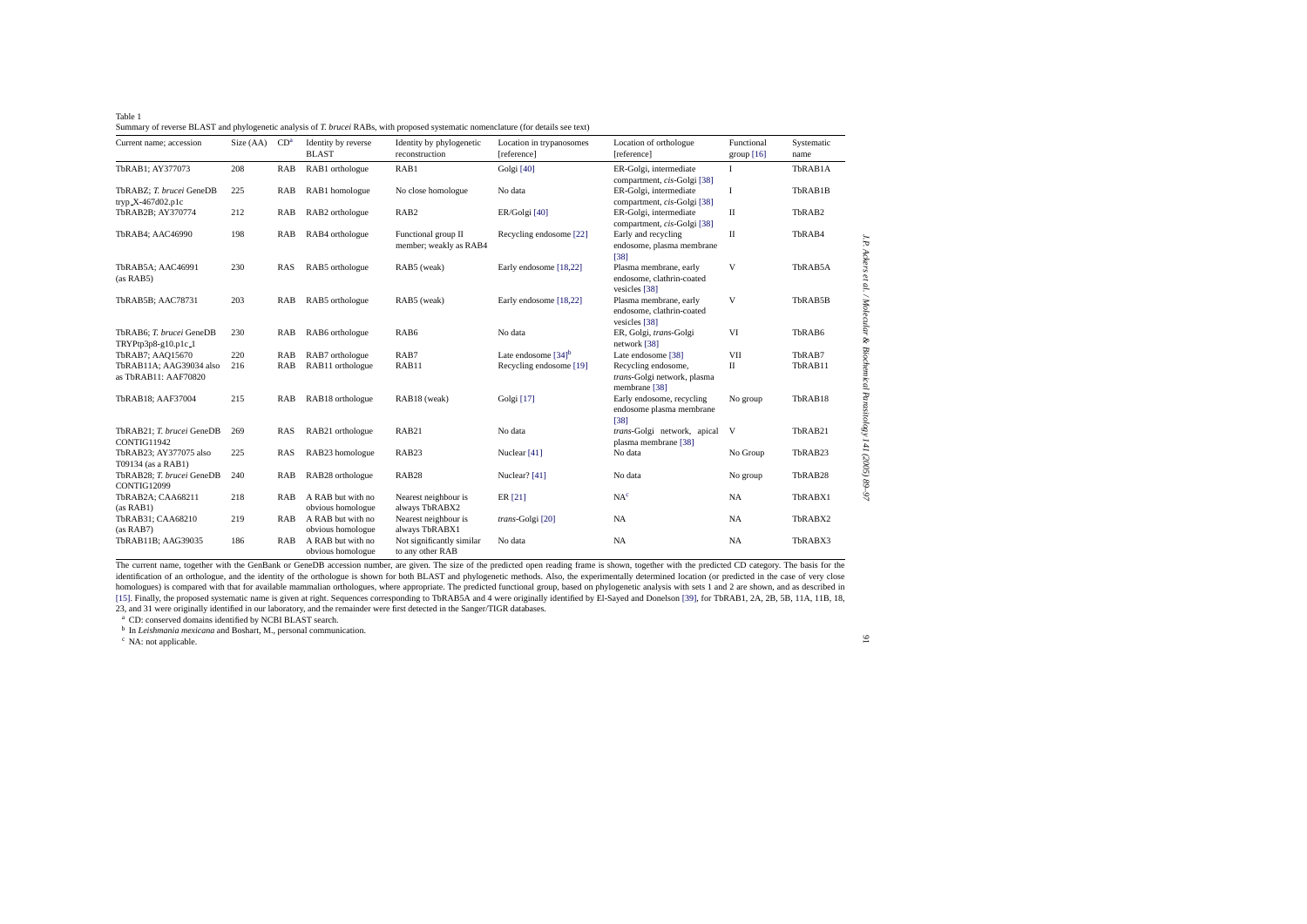Table 1
Summary of reverse BLAST and phylogenetic analysis of *T. brucei* RABs, with proposed systematic nomenclature (for details see text)

| Current name; accession | Size (AA) | CD[a] | Identity by reverse BLAST | Identity by phylogenetic reconstruction | Location in trypanosomes [reference] | Location of orthologue [reference] | Functional group [16] | Systematic name |
|---|---|---|---|---|---|---|---|---|
| TbRAB1; AY377073 | 208 | RAB | RAB1 orthologue | RAB1 | Golgi [40] | ER-Golgi, intermediate compartment, *cis*-Golgi [38] | I | TbRAB1A |
| TbRABZ; *T. brucei* GeneDB tryp_X-467d02.p1c | 225 | RAB | RAB1 homologue | No close homologue | No data | ER-Golgi, intermediate compartment, *cis*-Golgi [38] | I | TbRAB1B |
| TbRAB2B; AY370774 | 212 | RAB | RAB2 orthologue | RAB2 | ER/Golgi [40] | ER-Golgi, intermediate compartment, *cis*-Golgi [38] | II | TbRAB2 |
| TbRAB4; AAC46990 | 198 | RAB | RAB4 orthologue | Functional group II member; weakly as RAB4 | Recycling endosome [22] | Early and recycling endosome, plasma membrane [38] | II | TbRAB4 |
| TbRAB5A; AAC46991 (as RAB5) | 230 | RAS | RAB5 orthologue | RAB5 (weak) | Early endosome [18,22] | Plasma membrane, early endosome, clathrin-coated vesicles [38] | V | TbRAB5A |
| TbRAB5B; AAC78731 | 203 | RAB | RAB5 orthologue | RAB5 (weak) | Early endosome [18,22] | Plasma membrane, early endosome, clathrin-coated vesicles [38] | V | TbRAB5B |
| TbRAB6; *T. brucei* GeneDB TRYPtp3p8-g10.p1c_1 | 230 | RAB | RAB6 orthologue | RAB6 | No data | ER, Golgi, *trans*-Golgi network [38] | VI | TbRAB6 |
| TbRAB7; AAQ15670 | 220 | RAB | RAB7 orthologue | RAB7 | Late endosome [34][b] | Late endosome [38] | VII | TbRAB7 |
| TbRAB11A; AAG39034 also as TbRAB11: AAF70820 | 216 | RAB | RAB11 orthologue | RAB11 | Recycling endosome [19] | Recycling endosome, *trans*-Golgi network, plasma membrane [38] | II | TbRAB11 |
| TbRAB18; AAF37004 | 215 | RAB | RAB18 orthologue | RAB18 (weak) | Golgi [17] | Early endosome, recycling endosome plasma membrane [38] | No group | TbRAB18 |
| TbRAB21; *T. brucei* GeneDB CONTIG11942 | 269 | RAS | RAB21 orthologue | RAB21 | No data | *trans*-Golgi network, apical plasma membrane [38] | V | TbRAB21 |
| TbRAB23; AY377075 also T09134 (as a RAB1) | 225 | RAS | RAB23 homologue | RAB23 | Nuclear [41] | No data | No Group | TbRAB23 |
| TbRAB28; *T. brucei* GeneDB CONTIG12099 | 240 | RAB | RAB28 orthologue | RAB28 | Nuclear? [41] | No data | No group | TbRAB28 |
| TbRAB2A; CAA68211 (as RAB1) | 218 | RAB | A RAB but with no obvious homologue | Nearest neighbour is always TbRABX2 | ER [21] | NA[c] | NA | TbRABX1 |
| TbRAB31; CAA68210 (as RAB7) | 219 | RAB | A RAB but with no obvious homologue | Nearest neighbour is always TbRABX1 | *trans*-Golgi [20] | NA | NA | TbRABX2 |
| TbRAB11B; AAG39035 | 186 | RAB | A RAB but with no obvious homologue | Not significantly similar to any other RAB | No data | NA | NA | TbRABX3 |

The current name, together with the GenBank or GeneDB accession number, are given. The size of the predicted open reading frame is shown, together with the predicted CD category. The basis for the identification of an orthologue, and the identity of the orthologue is shown for both BLAST and phylogenetic methods. Also, the experimentally determined location (or predicted in the case of very close homologues) is compared with that for available mammalian orthologues, where appropriate. The predicted functional group, based on phylogenetic analysis with sets 1 and 2 are shown, and as described in [15]. Finally, the proposed systematic name is given at right. Sequences corresponding to TbRAB5A and 4 were originally identified by El-Sayed and Donelson [39], for TbRAB1, 2A, 2B, 5B, 11A, 11B, 18, 23, and 31 were originally identified in our laboratory, and the remainder were first detected in the Sanger/TIGR databases.

[a] CD: conserved domains identified by NCBI BLAST search.

[b] In *Leishmania mexicana* and Boshart, M., personal communication.

[c] NA: not applicable.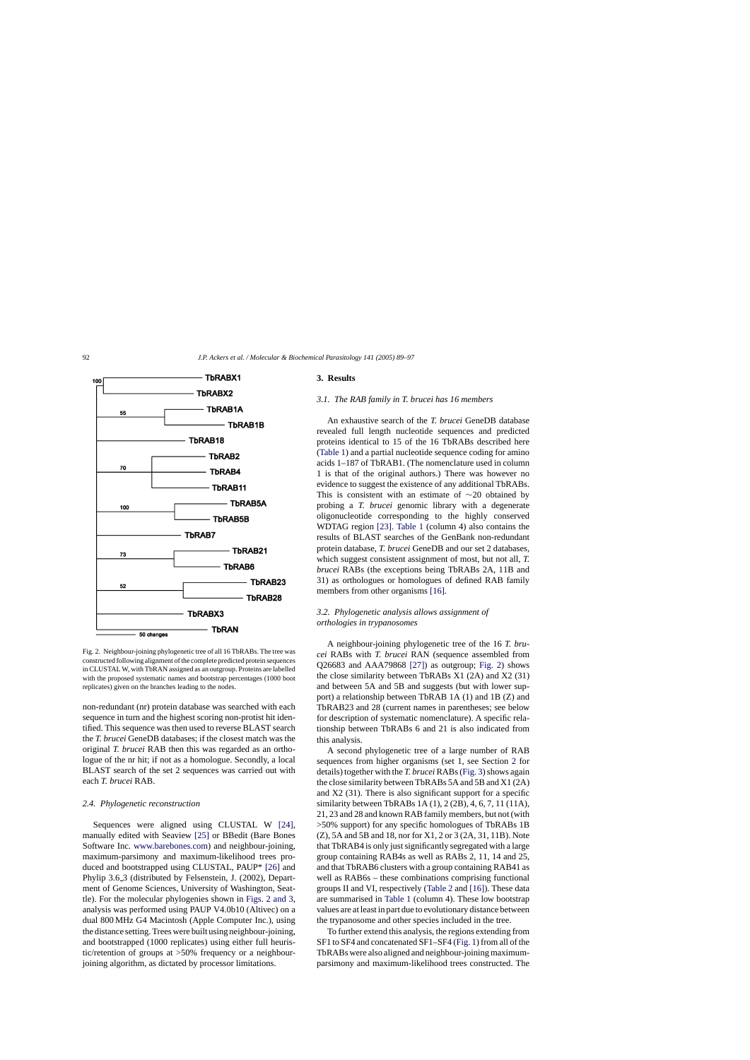Fig. 2. Neighbour-joining phylogenetic tree of all 16 TbRABs. The tree was constructed following alignment of the complete predicted protein sequences in CLUSTAL W, with TbRAN assigned as an outgroup. Proteins are labelled with the proposed systematic names and bootstrap percentages (1000 boot replicates) given on the branches leading to the nodes.

non-redundant (nr) protein database was searched with each sequence in turn and the highest scoring non-protist hit identified. This sequence was then used to reverse BLAST search the *T. brucei* GeneDB databases; if the closest match was the original *T. brucei* RAB then this was regarded as an orthologue of the nr hit; if not as a homologue. Secondly, a local BLAST search of the set 2 sequences was carried out with each *T. brucei* RAB.

### 2.4. Phylogenetic reconstruction

Sequences were aligned using CLUSTAL W [24], manually edited with Seaview [25] or BBedit (Bare Bones Software Inc. www.barebones.com) and neighbour-joining, maximum-parsimony and maximum-likelihood trees produced and bootstrapped using CLUSTAL, PAUP* [26] and Phylip 3.6_3 (distributed by Felsenstein, J. (2002), Department of Genome Sciences, University of Washington, Seattle). For the molecular phylogenies shown in Figs. 2 and 3, analysis was performed using PAUP V4.0b10 (Altivec) on a dual 800 MHz G4 Macintosh (Apple Computer Inc.), using the distance setting. Trees were built using neighbour-joining, and bootstrapped (1000 replicates) using either full heuristic/retention of groups at >50% frequency or a neighbour-joining algorithm, as dictated by processor limitations.

## 3. Results

### 3.1. The RAB family in T. brucei has 16 members

An exhaustive search of the *T. brucei* GeneDB database revealed full length nucleotide sequences and predicted proteins identical to 15 of the 16 TbRABs described here (Table 1) and a partial nucleotide sequence coding for amino acids 1–187 of TbRAB1. (The nomenclature used in column 1 is that of the original authors.) There was however no evidence to suggest the existence of any additional TbRABs. This is consistent with an estimate of ∼20 obtained by probing a *T. brucei* genomic library with a degenerate oligonucleotide corresponding to the highly conserved WDTAG region [23]. Table 1 (column 4) also contains the results of BLAST searches of the GenBank non-redundant protein database, *T. brucei* GeneDB and our set 2 databases, which suggest consistent assignment of most, but not all, *T. brucei* RABs (the exceptions being TbRABs 2A, 11B and 31) as orthologues or homologues of defined RAB family members from other organisms [16].

### 3.2. Phylogenetic analysis allows assignment of orthologies in trypanosomes

A neighbour-joining phylogenetic tree of the 16 *T. brucei* RABs with *T. brucei* RAN (sequence assembled from Q26683 and AAA79868 [27]) as outgroup; Fig. 2) shows the close similarity between TbRABs X1 (2A) and X2 (31) and between 5A and 5B and suggests (but with lower support) a relationship between TbRAB 1A (1) and 1B (Z) and TbRAB23 and 28 (current names in parentheses; see below for description of systematic nomenclature). A specific relationship between TbRABs 6 and 21 is also indicated from this analysis.

A second phylogenetic tree of a large number of RAB sequences from higher organisms (set 1, see Section 2 for details) together with the *T. brucei* RABs (Fig. 3) shows again the close similarity between TbRABs 5A and 5B and X1 (2A) and X2 (31). There is also significant support for a specific similarity between TbRABs 1A (1), 2 (2B), 4, 6, 7, 11 (11A), 21, 23 and 28 and known RAB family members, but not (with >50% support) for any specific homologues of TbRABs 1B (Z), 5A and 5B and 18, nor for X1, 2 or 3 (2A, 31, 11B). Note that TbRAB4 is only just significantly segregated with a large group containing RAB4s as well as RABs 2, 11, 14 and 25, and that TbRAB6 clusters with a group containing RAB41 as well as RAB6s – these combinations comprising functional groups II and VI, respectively (Table 2 and [16]). These data are summarised in Table 1 (column 4). These low bootstrap values are at least in part due to evolutionary distance between the trypanosome and other species included in the tree.

To further extend this analysis, the regions extending from SF1 to SF4 and concatenated SF1–SF4 (Fig. 1) from all of the TbRABs were also aligned and neighbour-joining maximum-parsimony and maximum-likelihood trees constructed. The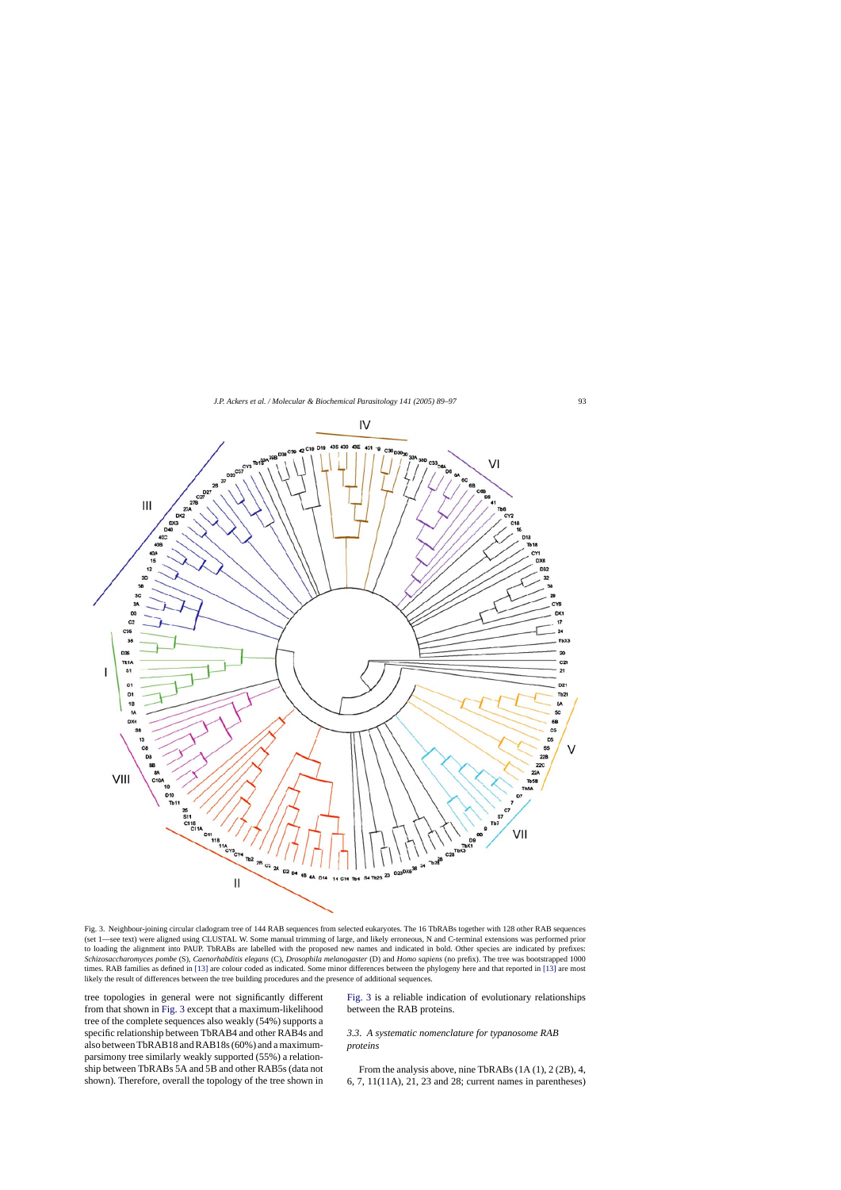Fig. 3. Neighbour-joining circular cladogram tree of 144 RAB sequences from selected eukaryotes. The 16 TbRABs together with 128 other RAB sequences (set 1—see text) were aligned using CLUSTAL W. Some manual trimming of large, and likely erroneous, N and C-terminal extensions was performed prior to loading the alignment into PAUP. TbRABs are labelled with the proposed new names and indicated in bold. Other species are indicated by prefixes: *Schizosaccharomyces pombe* (S), *Caenorhabditis elegans* (C), *Drosophila melanogaster* (D) and *Homo sapiens* (no prefix). The tree was bootstrapped 1000 times. RAB families as defined in [13] are colour coded as indicated. Some minor differences between the phylogeny here and that reported in [13] are most likely the result of differences between the tree building procedures and the presence of additional sequences.

tree topologies in general were not significantly different from that shown in Fig. 3 except that a maximum-likelihood tree of the complete sequences also weakly (54%) supports a specific relationship between TbRAB4 and other RAB4s and also between TbRAB18 and RAB18s (60%) and a maximum-parsimony tree similarly weakly supported (55%) a relationship between TbRABs 5A and 5B and other RAB5s (data not shown). Therefore, overall the topology of the tree shown in Fig. 3 is a reliable indication of evolutionary relationships between the RAB proteins.

### 3.3. A systematic nomenclature for typanosome RAB proteins

From the analysis above, nine TbRABs (1A (1), 2 (2B), 4, 6, 7, 11(11A), 21, 23 and 28; current names in parentheses)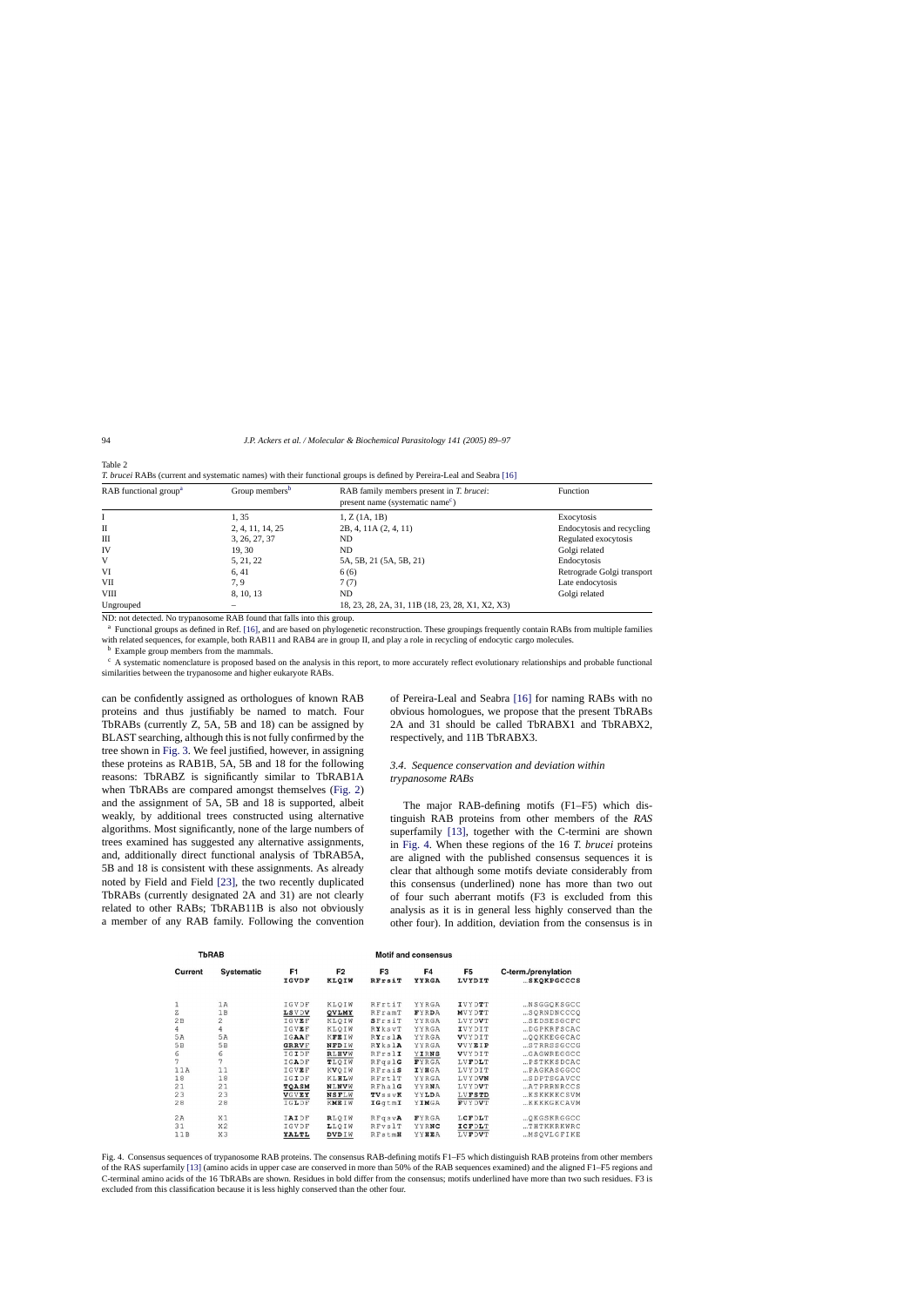Table 2
*T. brucei* RABs (current and systematic names) with their functional groups is defined by Pereira-Leal and Seabra [16]

| RAB functional group[a] | Group members[b] | RAB family members present in *T. brucei*: present name (systematic name[c]) | Function |
|---|---|---|---|
| I | 1, 35 | 1, Z (1A, 1B) | Exocytosis |
| II | 2, 4, 11, 14, 25 | 2B, 4, 11A (2, 4, 11) | Endocytosis and recycling |
| III | 3, 26, 27, 37 | ND | Regulated exocytosis |
| IV | 19, 30 | ND | Golgi related |
| V | 5, 21, 22 | 5A, 5B, 21 (5A, 5B, 21) | Endocytosis |
| VI | 6, 41 | 6 (6) | Retrograde Golgi transport |
| VII | 7, 9 | 7 (7) | Late endocytosis |
| VIII | 8, 10, 13 | ND | Golgi related |
| Ungrouped | – | 18, 23, 28, 2A, 31, 11B (18, 23, 28, X1, X2, X3) | |

ND: not detected. No trypanosome RAB found that falls into this group.

[a] Functional groups as defined in Ref. [16], and are based on phylogenetic reconstruction. These groupings frequently contain RABs from multiple families with related sequences, for example, both RAB11 and RAB4 are in group II, and play a role in recycling of endocytic cargo molecules.

[b] Example group members from the mammals.

[c] A systematic nomenclature is proposed based on the analysis in this report, to more accurately reflect evolutionary relationships and probable functional similarities between the trypanosome and higher eukaryote RABs.

can be confidently assigned as orthologues of known RAB proteins and thus justifiably be named to match. Four TbRABs (currently Z, 5A, 5B and 18) can be assigned by BLAST searching, although this is not fully confirmed by the tree shown in Fig. 3. We feel justified, however, in assigning these proteins as RAB1B, 5A, 5B and 18 for the following reasons: TbRABZ is significantly similar to TbRAB1A when TbRABs are compared amongst themselves (Fig. 2) and the assignment of 5A, 5B and 18 is supported, albeit weakly, by additional trees constructed using alternative algorithms. Most significantly, none of the large numbers of trees examined has suggested any alternative assignments, and, additionally direct functional analysis of TbRAB5A, 5B and 18 is consistent with these assignments. As already noted by Field and Field [23], the two recently duplicated TbRABs (currently designated 2A and 31) are not clearly related to other RABs; TbRAB11B is also not obviously a member of any RAB family. Following the convention of Pereira-Leal and Seabra [16] for naming RABs with no obvious homologues, we propose that the present TbRABs 2A and 31 should be called TbRABX1 and TbRABX2, respectively, and 11B TbRABX3.

### 3.4. Sequence conservation and deviation within trypanosome RABs

The major RAB-defining motifs (F1–F5) which distinguish RAB proteins from other members of the *RAS* superfamily [13], together with the C-termini are shown in Fig. 4. When these regions of the 16 *T. brucei* proteins are aligned with the published consensus sequences it is clear that although some motifs deviate considerably from this consensus (underlined) none has more than two out of four such aberrant motifs (F3 is excluded from this analysis as it is in general less highly conserved than the other four). In addition, deviation from the consensus is in

| TbRAB Current | TbRAB Systematic | F1 IGVDF | F2 KLQIW | F3 RFrsiT | F4 YYRGA | F5 LVYDIT | C-term./prenylation …SKQKPGCCCS |
|---|---|---|---|---|---|---|---|
| 1 | 1A | IGVDF | KLQIW | RFrtiT | YYRGA | IVYDTT | …NSGGQKSGCC |
| Z | 1B | LSVDV | QVLMY | RFramT | FYRDA | MVYDTT | …SQRNDNCCCQ |
| 2B | 2 | IGVEF | KLQIW | SFrsiT | YYRGA | LVYDVT | …SEDSESGCFC |
| 4 | 4 | IGVEF | KLQIW | RYksvT | YYRGA | IVYDIT | …DGPKRFSCAC |
| 5A | 5A | IGAAF | KFEIW | RYrslA | YYRGA | VVYDIT | …QQKKEGGCAC |
| 5B | 5B | GRRVF | NFDIW | RYkslA | YYRGA | VVYEIP | …STRRSSGCCG |
| 6 | 6 | IGIDF | RLHVW | RFrslI | YIRNS | VVYDIT | …GAGWREGGCC |
| 7 | 7 | IGADF | TLQIW | RFqslG | FYRGA | LVFDLT | …PSTKKSDCAC |
| 11A | 11 | IGVEF | KVQIW | RFraiS | IYHGA | LVYDIT | …PAGKASGGCC |
| 18 | 18 | IGIDF | KLHLW | RFrtlT | YYRGA | LVYDVN | …SDPTSGAVCC |
| 21 | 21 | TQASM | NLNVW | RFhalG | YYRNA | LVYDVT | …ATPRRNRCCS |
| 23 | 23 | VGVEY | NSFLW | TVssvK | YYLDA | LVFSTD | …KSKKKKCSVM |
| 28 | 28 | IGLDF | KMEIW | IGqtmI | YIMGA | FVYDVT | …KKKKGKCAVM |
| 2A | X1 | IAIDF | RLQIW | RFqsvA | FYRGA | LCFDLT | …QKGSKRGGCC |
| 31 | X2 | IGVDF | LLQIW | RFvslT | YYRNC | ICFDLT | …THTKKRKWRC |
| 11B | X3 | YALTL | DVDIW | RFstmN | YYNEA | LVFDVT | …MSQVLGFIKE |

Fig. 4. Consensus sequences of trypanosome RAB proteins. The consensus RAB-defining motifs F1–F5 which distinguish RAB proteins from other members of the RAS superfamily [13] (amino acids in upper case are conserved in more than 50% of the RAB sequences examined) and the aligned F1–F5 regions and C-terminal amino acids of the 16 TbRABs are shown. Residues in bold differ from the consensus; motifs underlined have more than two such residues. F3 is excluded from this classification because it is less highly conserved than the other four.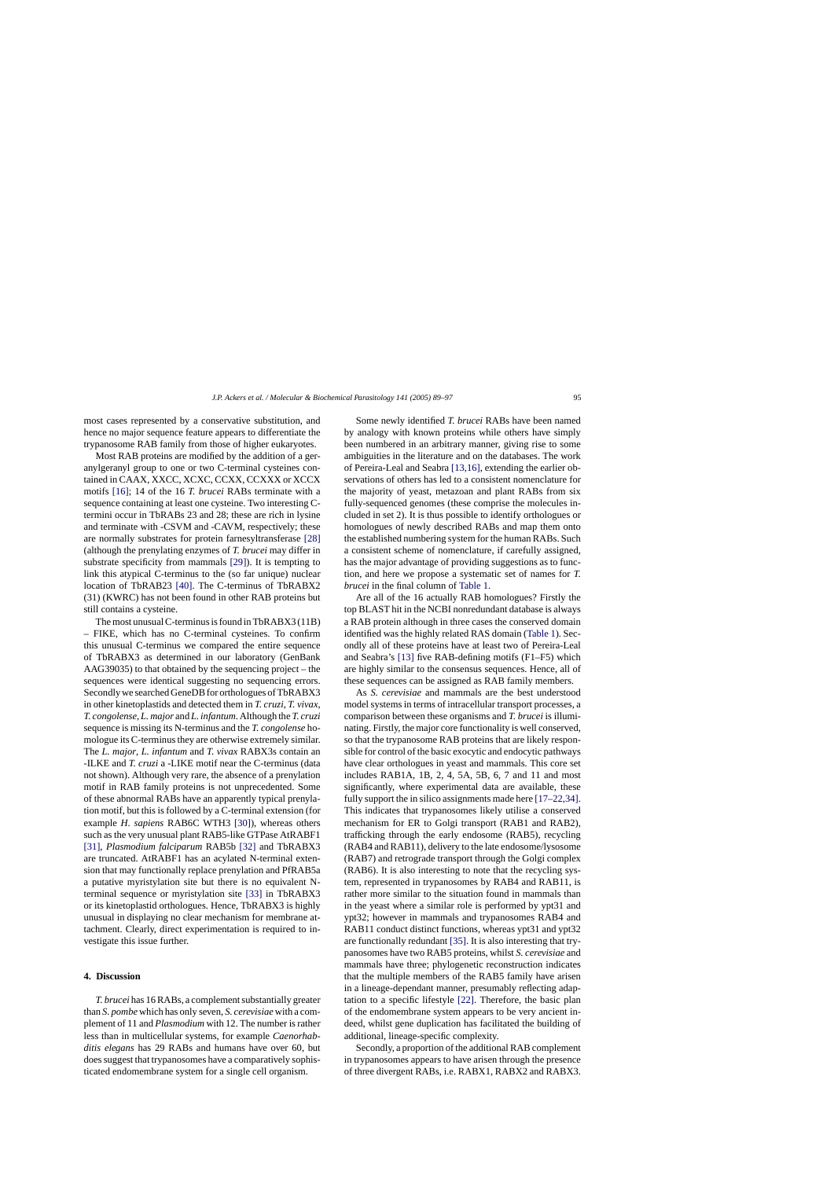most cases represented by a conservative substitution, and hence no major sequence feature appears to differentiate the trypanosome RAB family from those of higher eukaryotes.

Most RAB proteins are modified by the addition of a geranylgeranyl group to one or two C-terminal cysteines contained in CAAX, XXCC, XCXC, CCXX, CCXXX or XCCX motifs [16]; 14 of the 16 *T. brucei* RABs terminate with a sequence containing at least one cysteine. Two interesting C-termini occur in TbRABs 23 and 28; these are rich in lysine and terminate with -CSVM and -CAVM, respectively; these are normally substrates for protein farnesyltransferase [28] (although the prenylating enzymes of *T. brucei* may differ in substrate specificity from mammals [29]). It is tempting to link this atypical C-terminus to the (so far unique) nuclear location of TbRAB23 [40]. The C-terminus of TbRABX2 (31) (KWRC) has not been found in other RAB proteins but still contains a cysteine.

The most unusual C-terminus is found in TbRABX3 (11B) – FIKE, which has no C-terminal cysteines. To confirm this unusual C-terminus we compared the entire sequence of TbRABX3 as determined in our laboratory (GenBank AAG39035) to that obtained by the sequencing project – the sequences were identical suggesting no sequencing errors. Secondly we searched GeneDB for orthologues of TbRABX3 in other kinetoplastids and detected them in *T. cruzi*, *T. vivax*, *T. congolense*, *L. major* and *L. infantum*. Although the *T. cruzi* sequence is missing its N-terminus and the *T. congolense* homologue its C-terminus they are otherwise extremely similar. The *L. major*, *L. infantum* and *T. vivax* RABX3s contain an -ILKE and *T. cruzi* a -LIKE motif near the C-terminus (data not shown). Although very rare, the absence of a prenylation motif in RAB family proteins is not unprecedented. Some of these abnormal RABs have an apparently typical prenylation motif, but this is followed by a C-terminal extension (for example *H. sapiens* RAB6C WTH3 [30]), whereas others such as the very unusual plant RAB5-like GTPase AtRABF1 [31], *Plasmodium falciparum* RAB5b [32] and TbRABX3 are truncated. AtRABF1 has an acylated N-terminal extension that may functionally replace prenylation and PfRAB5a a putative myristylation site but there is no equivalent N-terminal sequence or myristylation site [33] in TbRABX3 or its kinetoplastid orthologues. Hence, TbRABX3 is highly unusual in displaying no clear mechanism for membrane attachment. Clearly, direct experimentation is required to investigate this issue further.

## 4. Discussion

*T. brucei* has 16 RABs, a complement substantially greater than *S. pombe* which has only seven, *S. cerevisiae* with a complement of 11 and *Plasmodium* with 12. The number is rather less than in multicellular systems, for example *Caenorhabditis elegans* has 29 RABs and humans have over 60, but does suggest that trypanosomes have a comparatively sophisticated endomembrane system for a single cell organism.

Some newly identified *T. brucei* RABs have been named by analogy with known proteins while others have simply been numbered in an arbitrary manner, giving rise to some ambiguities in the literature and on the databases. The work of Pereira-Leal and Seabra [13,16], extending the earlier observations of others has led to a consistent nomenclature for the majority of yeast, metazoan and plant RABs from six fully-sequenced genomes (these comprise the molecules included in set 2). It is thus possible to identify orthologues or homologues of newly described RABs and map them onto the established numbering system for the human RABs. Such a consistent scheme of nomenclature, if carefully assigned, has the major advantage of providing suggestions as to function, and here we propose a systematic set of names for *T. brucei* in the final column of Table 1.

Are all of the 16 actually RAB homologues? Firstly the top BLAST hit in the NCBI nonredundant database is always a RAB protein although in three cases the conserved domain identified was the highly related RAS domain (Table 1). Secondly all of these proteins have at least two of Pereira-Leal and Seabra's [13] five RAB-defining motifs (F1–F5) which are highly similar to the consensus sequences. Hence, all of these sequences can be assigned as RAB family members.

As *S. cerevisiae* and mammals are the best understood model systems in terms of intracellular transport processes, a comparison between these organisms and *T. brucei* is illuminating. Firstly, the major core functionality is well conserved, so that the trypanosome RAB proteins that are likely responsible for control of the basic exocytic and endocytic pathways have clear orthologues in yeast and mammals. This core set includes RAB1A, 1B, 2, 4, 5A, 5B, 6, 7 and 11 and most significantly, where experimental data are available, these fully support the in silico assignments made here [17–22,34]. This indicates that trypanosomes likely utilise a conserved mechanism for ER to Golgi transport (RAB1 and RAB2), trafficking through the early endosome (RAB5), recycling (RAB4 and RAB11), delivery to the late endosome/lysosome (RAB7) and retrograde transport through the Golgi complex (RAB6). It is also interesting to note that the recycling system, represented in trypanosomes by RAB4 and RAB11, is rather more similar to the situation found in mammals than in the yeast where a similar role is performed by ypt31 and ypt32; however in mammals and trypanosomes RAB4 and RAB11 conduct distinct functions, whereas ypt31 and ypt32 are functionally redundant [35]. It is also interesting that trypanosomes have two RAB5 proteins, whilst *S. cerevisiae* and mammals have three; phylogenetic reconstruction indicates that the multiple members of the RAB5 family have arisen in a lineage-dependant manner, presumably reflecting adaptation to a specific lifestyle [22]. Therefore, the basic plan of the endomembrane system appears to be very ancient indeed, whilst gene duplication has facilitated the building of additional, lineage-specific complexity.

Secondly, a proportion of the additional RAB complement in trypanosomes appears to have arisen through the presence of three divergent RABs, i.e. RABX1, RABX2 and RABX3.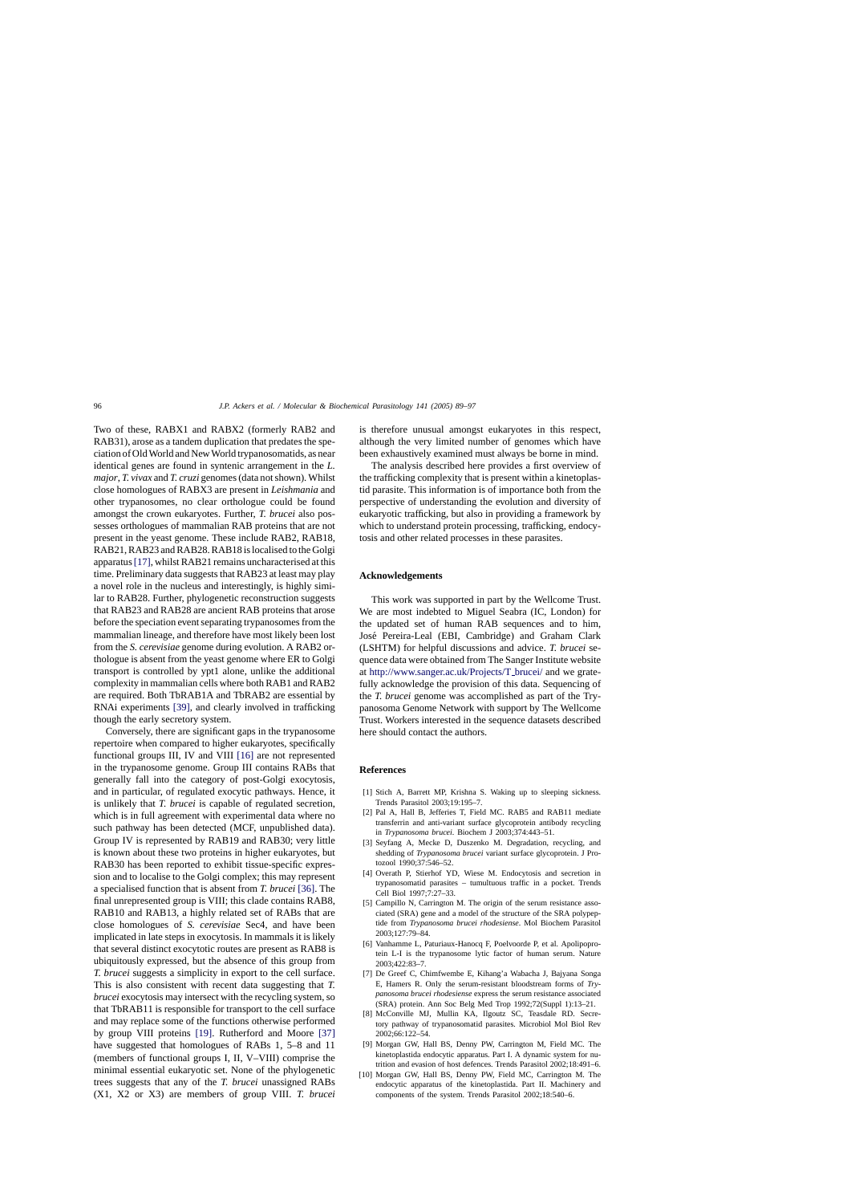Two of these, RABX1 and RABX2 (formerly RAB2 and RAB31), arose as a tandem duplication that predates the speciation of Old World and New World trypanosomatids, as near identical genes are found in syntenic arrangement in the *L. major*, *T. vivax* and *T. cruzi* genomes (data not shown). Whilst close homologues of RABX3 are present in *Leishmania* and other trypanosomes, no clear orthologue could be found amongst the crown eukaryotes. Further, *T. brucei* also possesses orthologues of mammalian RAB proteins that are not present in the yeast genome. These include RAB2, RAB18, RAB21, RAB23 and RAB28. RAB18 is localised to the Golgi apparatus [17], whilst RAB21 remains uncharacterised at this time. Preliminary data suggests that RAB23 at least may play a novel role in the nucleus and interestingly, is highly similar to RAB28. Further, phylogenetic reconstruction suggests that RAB23 and RAB28 are ancient RAB proteins that arose before the speciation event separating trypanosomes from the mammalian lineage, and therefore have most likely been lost from the *S. cerevisiae* genome during evolution. A RAB2 orthologue is absent from the yeast genome where ER to Golgi transport is controlled by ypt1 alone, unlike the additional complexity in mammalian cells where both RAB1 and RAB2 are required. Both TbRAB1A and TbRAB2 are essential by RNAi experiments [39], and clearly involved in trafficking though the early secretory system.

Conversely, there are significant gaps in the trypanosome repertoire when compared to higher eukaryotes, specifically functional groups III, IV and VIII [16] are not represented in the trypanosome genome. Group III contains RABs that generally fall into the category of post-Golgi exocytosis, and in particular, of regulated exocytic pathways. Hence, it is unlikely that *T. brucei* is capable of regulated secretion, which is in full agreement with experimental data where no such pathway has been detected (MCF, unpublished data). Group IV is represented by RAB19 and RAB30; very little is known about these two proteins in higher eukaryotes, but RAB30 has been reported to exhibit tissue-specific expression and to localise to the Golgi complex; this may represent a specialised function that is absent from *T. brucei* [36]. The final unrepresented group is VIII; this clade contains RAB8, RAB10 and RAB13, a highly related set of RABs that are close homologues of *S. cerevisiae* Sec4, and have been implicated in late steps in exocytosis. In mammals it is likely that several distinct exocytotic routes are present as RAB8 is ubiquitously expressed, but the absence of this group from *T. brucei* suggests a simplicity in export to the cell surface. This is also consistent with recent data suggesting that *T. brucei* exocytosis may intersect with the recycling system, so that TbRAB11 is responsible for transport to the cell surface and may replace some of the functions otherwise performed by group VIII proteins [19]. Rutherford and Moore [37] have suggested that homologues of RABs 1, 5–8 and 11 (members of functional groups I, II, V–VIII) comprise the minimal essential eukaryotic set. None of the phylogenetic trees suggests that any of the *T. brucei* unassigned RABs (X1, X2 or X3) are members of group VIII. *T. brucei* is therefore unusual amongst eukaryotes in this respect, although the very limited number of genomes which have been exhaustively examined must always be borne in mind.

The analysis described here provides a first overview of the trafficking complexity that is present within a kinetoplastid parasite. This information is of importance both from the perspective of understanding the evolution and diversity of eukaryotic trafficking, but also in providing a framework by which to understand protein processing, trafficking, endocytosis and other related processes in these parasites.

## Acknowledgements

This work was supported in part by the Wellcome Trust. We are most indebted to Miguel Seabra (IC, London) for the updated set of human RAB sequences and to him, José Pereira-Leal (EBI, Cambridge) and Graham Clark (LSHTM) for helpful discussions and advice. *T. brucei* sequence data were obtained from The Sanger Institute website at http://www.sanger.ac.uk/Projects/T_brucei/ and we gratefully acknowledge the provision of this data. Sequencing of the *T. brucei* genome was accomplished as part of the Trypanosoma Genome Network with support by The Wellcome Trust. Workers interested in the sequence datasets described here should contact the authors.

## References

[1] Stich A, Barrett MP, Krishna S. Waking up to sleeping sickness. Trends Parasitol 2003;19:195–7.

[2] Pal A, Hall B, Jefferies T, Field MC. RAB5 and RAB11 mediate transferrin and anti-variant surface glycoprotein antibody recycling in *Trypanosoma brucei*. Biochem J 2003;374:443–51.

[3] Seyfang A, Mecke D, Duszenko M. Degradation, recycling, and shedding of *Trypanosoma brucei* variant surface glycoprotein. J Protozool 1990;37:546–52.

[4] Overath P, Stierhof YD, Wiese M. Endocytosis and secretion in trypanosomatid parasites – tumultuous traffic in a pocket. Trends Cell Biol 1997;7:27–33.

[5] Campillo N, Carrington M. The origin of the serum resistance associated (SRA) gene and a model of the structure of the SRA polypeptide from *Trypanosoma brucei rhodesiense*. Mol Biochem Parasitol 2003;127:79–84.

[6] Vanhamme L, Paturiaux-Hanocq F, Poelvoorde P, et al. Apolipoprotein L-I is the trypanosome lytic factor of human serum. Nature 2003;422:83–7.

[7] De Greef C, Chimfwembe E, Kihang'a Wabacha J, Bajyana Songa E, Hamers R. Only the serum-resistant bloodstream forms of *Trypanosoma brucei rhodesiense* express the serum resistance associated (SRA) protein. Ann Soc Belg Med Trop 1992;72(Suppl 1):13–21.

[8] McConville MJ, Mullin KA, Ilgoutz SC, Teasdale RD. Secretory pathway of trypanosomatid parasites. Microbiol Mol Biol Rev 2002;66:122–54.

[9] Morgan GW, Hall BS, Denny PW, Carrington M, Field MC. The kinetoplastida endocytic apparatus. Part I. A dynamic system for nutrition and evasion of host defences. Trends Parasitol 2002;18:491–6.

[10] Morgan GW, Hall BS, Denny PW, Field MC, Carrington M. The endocytic apparatus of the kinetoplastida. Part II. Machinery and components of the system. Trends Parasitol 2002;18:540–6.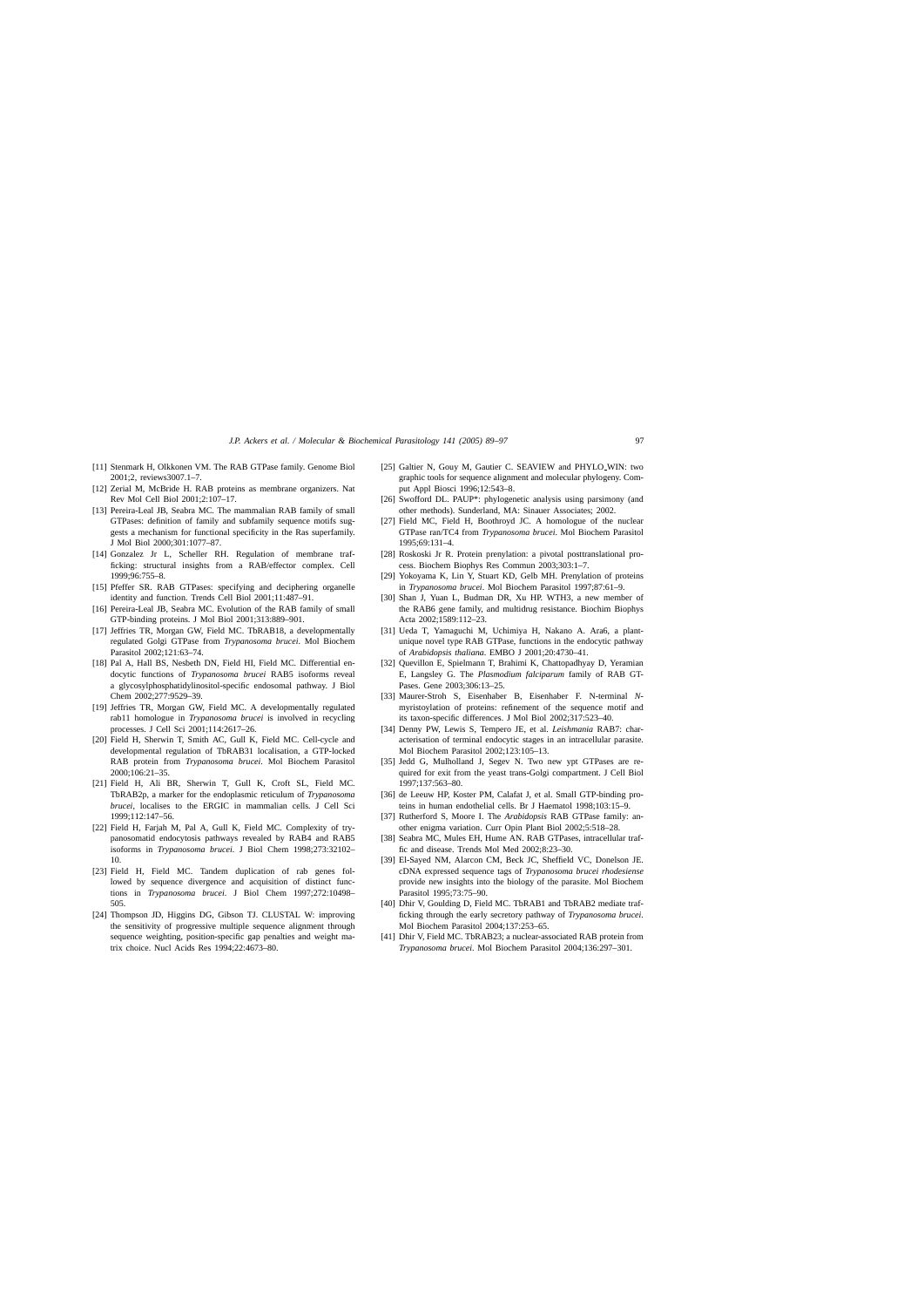[11] Stenmark H, Olkkonen VM. The RAB GTPase family. Genome Biol 2001;2, reviews3007.1–7.

[12] Zerial M, McBride H. RAB proteins as membrane organizers. Nat Rev Mol Cell Biol 2001;2:107–17.

[13] Pereira-Leal JB, Seabra MC. The mammalian RAB family of small GTPases: definition of family and subfamily sequence motifs suggests a mechanism for functional specificity in the Ras superfamily. J Mol Biol 2000;301:1077–87.

[14] Gonzalez Jr L, Scheller RH. Regulation of membrane trafficking: structural insights from a RAB/effector complex. Cell 1999;96:755–8.

[15] Pfeffer SR. RAB GTPases: specifying and deciphering organelle identity and function. Trends Cell Biol 2001;11:487–91.

[16] Pereira-Leal JB, Seabra MC. Evolution of the RAB family of small GTP-binding proteins. J Mol Biol 2001;313:889–901.

[17] Jeffries TR, Morgan GW, Field MC. TbRAB18, a developmentally regulated Golgi GTPase from *Trypanosoma brucei*. Mol Biochem Parasitol 2002;121:63–74.

[18] Pal A, Hall BS, Nesbeth DN, Field HI, Field MC. Differential endocytic functions of *Trypanosoma brucei* RAB5 isoforms reveal a glycosylphosphatidylinositol-specific endosomal pathway. J Biol Chem 2002;277:9529–39.

[19] Jeffries TR, Morgan GW, Field MC. A developmentally regulated rab11 homologue in *Trypanosoma brucei* is involved in recycling processes. J Cell Sci 2001;114:2617–26.

[20] Field H, Sherwin T, Smith AC, Gull K, Field MC. Cell-cycle and developmental regulation of TbRAB31 localisation, a GTP-locked RAB protein from *Trypanosoma brucei*. Mol Biochem Parasitol 2000;106:21–35.

[21] Field H, Ali BR, Sherwin T, Gull K, Croft SL, Field MC. TbRAB2p, a marker for the endoplasmic reticulum of *Trypanosoma brucei*, localises to the ERGIC in mammalian cells. J Cell Sci 1999;112:147–56.

[22] Field H, Farjah M, Pal A, Gull K, Field MC. Complexity of trypanosomatid endocytosis pathways revealed by RAB4 and RAB5 isoforms in *Trypanosoma brucei*. J Biol Chem 1998;273:32102–10.

[23] Field H, Field MC. Tandem duplication of rab genes followed by sequence divergence and acquisition of distinct functions in *Trypanosoma brucei*. J Biol Chem 1997;272:10498–505.

[24] Thompson JD, Higgins DG, Gibson TJ. CLUSTAL W: improving the sensitivity of progressive multiple sequence alignment through sequence weighting, position-specific gap penalties and weight matrix choice. Nucl Acids Res 1994;22:4673–80.

[25] Galtier N, Gouy M, Gautier C. SEAVIEW and PHYLO_WIN: two graphic tools for sequence alignment and molecular phylogeny. Comput Appl Biosci 1996;12:543–8.

[26] Swofford DL. PAUP*: phylogenetic analysis using parsimony (and other methods). Sunderland, MA: Sinauer Associates; 2002.

[27] Field MC, Field H, Boothroyd JC. A homologue of the nuclear GTPase ran/TC4 from *Trypanosoma brucei*. Mol Biochem Parasitol 1995;69:131–4.

[28] Roskoski Jr R. Protein prenylation: a pivotal posttranslational process. Biochem Biophys Res Commun 2003;303:1–7.

[29] Yokoyama K, Lin Y, Stuart KD, Gelb MH. Prenylation of proteins in *Trypanosoma brucei*. Mol Biochem Parasitol 1997;87:61–9.

[30] Shan J, Yuan L, Budman DR, Xu HP. WTH3, a new member of the RAB6 gene family, and multidrug resistance. Biochim Biophys Acta 2002;1589:112–23.

[31] Ueda T, Yamaguchi M, Uchimiya H, Nakano A. Ara6, a plant-unique novel type RAB GTPase, functions in the endocytic pathway of *Arabidopsis thaliana*. EMBO J 2001;20:4730–41.

[32] Quevillon E, Spielmann T, Brahimi K, Chattopadhyay D, Yeramian E, Langsley G. The *Plasmodium falciparum* family of RAB GTPases. Gene 2003;306:13–25.

[33] Maurer-Stroh S, Eisenhaber B, Eisenhaber F. N-terminal *N*-myristoylation of proteins: refinement of the sequence motif and its taxon-specific differences. J Mol Biol 2002;317:523–40.

[34] Denny PW, Lewis S, Tempero JE, et al. *Leishmania* RAB7: characterisation of terminal endocytic stages in an intracellular parasite. Mol Biochem Parasitol 2002;123:105–13.

[35] Jedd G, Mulholland J, Segev N. Two new ypt GTPases are required for exit from the yeast trans-Golgi compartment. J Cell Biol 1997;137:563–80.

[36] de Leeuw HP, Koster PM, Calafat J, et al. Small GTP-binding proteins in human endothelial cells. Br J Haematol 1998;103:15–9.

[37] Rutherford S, Moore I. The *Arabidopsis* RAB GTPase family: another enigma variation. Curr Opin Plant Biol 2002;5:518–28.

[38] Seabra MC, Mules EH, Hume AN. RAB GTPases, intracellular traffic and disease. Trends Mol Med 2002;8:23–30.

[39] El-Sayed NM, Alarcon CM, Beck JC, Sheffield VC, Donelson JE. cDNA expressed sequence tags of *Trypanosoma brucei rhodesiense* provide new insights into the biology of the parasite. Mol Biochem Parasitol 1995;73:75–90.

[40] Dhir V, Goulding D, Field MC. TbRAB1 and TbRAB2 mediate trafficking through the early secretory pathway of *Trypanosoma brucei*. Mol Biochem Parasitol 2004;137:253–65.

[41] Dhir V, Field MC. TbRAB23; a nuclear-associated RAB protein from *Trypanosoma brucei*. Mol Biochem Parasitol 2004;136:297–301.